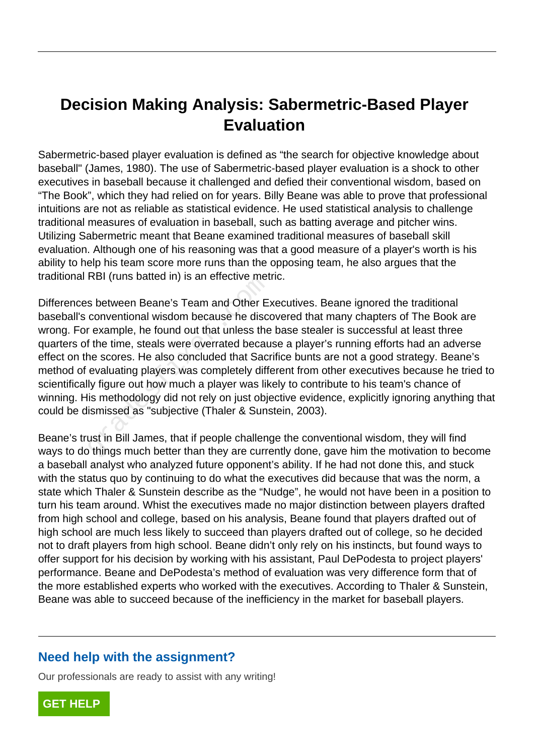# Decision Making Analysis: Sabermetric-Based Player Evaluation

Sabermetric-based player evaluation is defined as “the search for objective knowledge about baseball" (James, 1980). The use of Sabermetric-based player evaluation is a shock to other executives in baseball because it challenged and defied their conventional wisdom, based on “The Book”, which they had relied on for years. Billy Beane was able to prove that professional intuitions are not as reliable as statistical evidence. He used statistical analysis to challenge traditional measures of evaluation in baseball, such as batting average and pitcher wins. Utilizing Sabermetric meant that Beane examined traditional measures of baseball skill evaluation. Although one of his reasoning was that a good measure of a player's worth is his ability to help his team score more runs than the opposing team, he also argues that the traditional RBI (runs batted in) is an effective metric.

Differences between Beane’s Team and Other Executives. Beane ignored the traditional baseball's conventional wisdom because he discovered that many chapters of The Book are wrong. For example, he found out that unless the base stealer is successful at least three quarters of the time, steals were overrated because a player’s running efforts had an adverse effect on the scores. He also concluded that Sacrifice bunts are not a good strategy. Beane’s method of evaluating players was completely different from other executives because he tried to scientifically figure out how much a player was likely to contribute to his team's chance of winning. His methodology did not rely on just objective evidence, explicitly ignoring anything that could be dismissed as "subjective (Thaler & Sunstein, 2003).

Beane’s trust in Bill James, that if people challenge the conventional wisdom, they will find ways to do things much better than they are currently done, gave him the motivation to become a baseball analyst who analyzed future opponent’s ability. If he had not done this, and stuck with the status quo by continuing to do what the executives did because that was the norm, a state which Thaler & Sunstein describe as the “Nudge”, he would not have been in a position to turn his team around. Whist the executives made no major distinction between players drafted from high school and college, based on his analysis, Beane found that players drafted out of high school are much less likely to succeed than players drafted out of college, so he decided not to draft players from high school. Beane didn’t only rely on his instincts, but found ways to offer support for his decision by working with his assistant, Paul DePodesta to project players' performance. Beane and DePodesta’s method of evaluation was very difference form that of the more established experts who worked with the executives. According to Thaler & Sunstein, Beane was able to succeed because of the inefficiency in the market for baseball players.

## Need help with the assignment?

Our professionals are ready to assist with any writing!

GET HELP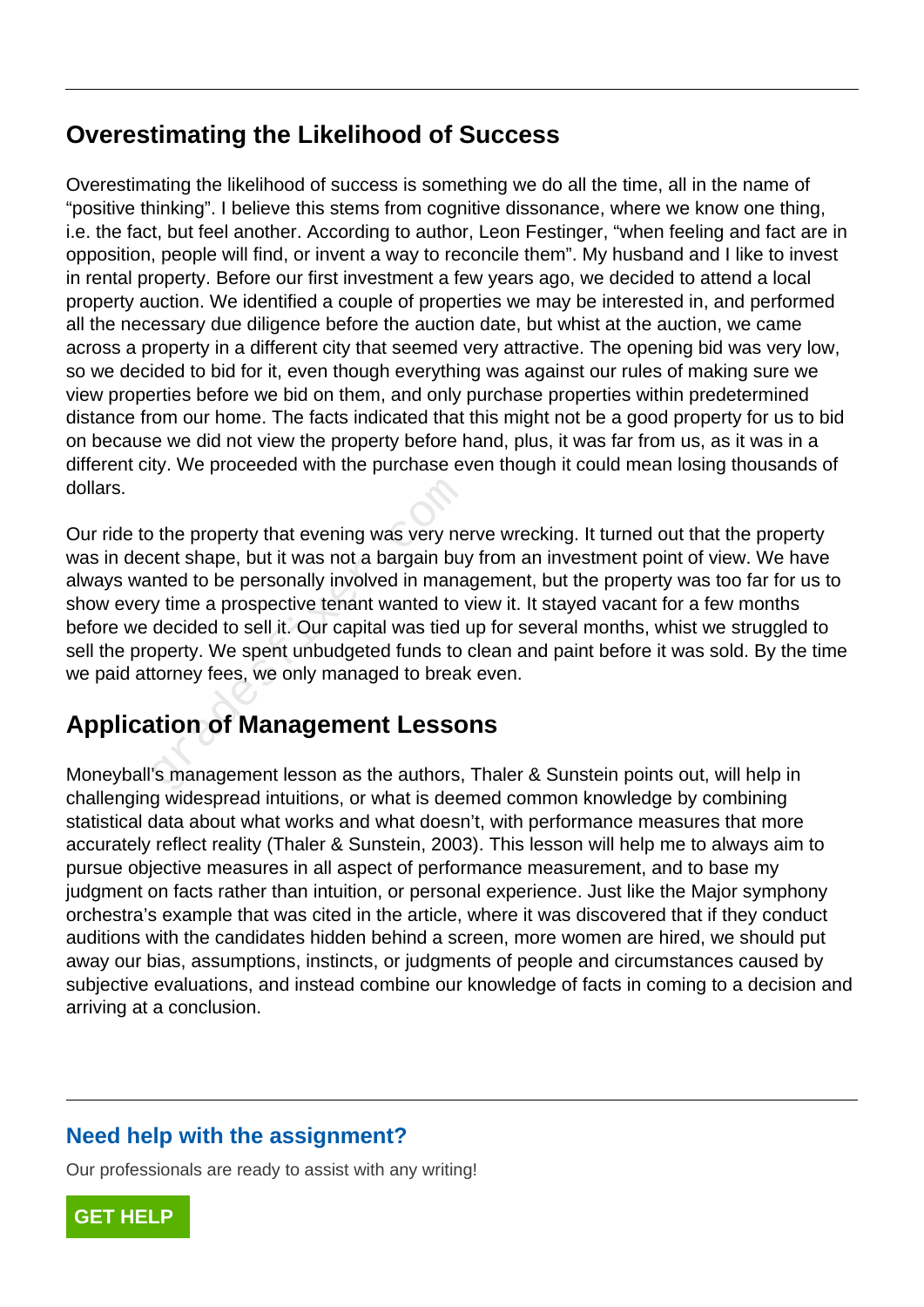## Overestimating the Likelihood of Success

Overestimating the likelihood of success is something we do all the time, all in the name of “positive thinking”. I believe this stems from cognitive dissonance, where we know one thing, i.e. the fact, but feel another. According to author, Leon Festinger, “when feeling and fact are in opposition, people will find, or invent a way to reconcile them”. My husband and I like to invest in rental property. Before our first investment a few years ago, we decided to attend a local property auction. We identified a couple of properties we may be interested in, and performed all the necessary due diligence before the auction date, but whilst at the auction, we came across a property in a different city that seemed very attractive. The opening bid was very low, so we decided to bid for it, even though everything was against our rules of making sure we view properties before we bid on them, and only purchase properties within predetermined distance from our home. The facts indicated that this might not be a good property for us to bid on because we did not view the property before hand, plus, it was far from us, as it was in a different city. We proceeded with the purchase even though it could mean losing thousands of dollars.

Our ride to the property that evening was very nerve wrecking. It turned out that the property was in decent shape, but it was not a bargain buy from an investment point of view. We have always wanted to be personally involved in management, but the property was too far for us to show every time a prospective tenant wanted to view it. It stayed vacant for a few months before we decided to sell it. Our capital was tied up for several months, whist we struggled to sell the property. We spent unbudgeted funds to clean and paint before it was sold. By the time we paid attorney fees, we only managed to break even.

## Application of Management Lessons

Moneyball’s management lesson as the authors, Thaler & Sunstein points out, will help in challenging widespread intuitions, or what is deemed common knowledge by combining statistical data about what works and what doesn’t, with performance measures that more accurately reflect reality (Thaler & Sunstein, 2003). This lesson will help me to always aim to pursue objective measures in all aspect of performance measurement, and to base my judgment on facts rather than intuition, or personal experience. Just like the Major symphony orchestra’s example that was cited in the article, where it was discovered that if they conduct auditions with the candidates hidden behind a screen, more women are hired, we should put away our bias, assumptions, instincts, or judgments of people and circumstances caused by subjective evaluations, and instead combine our knowledge of facts in coming to a decision and arriving at a conclusion.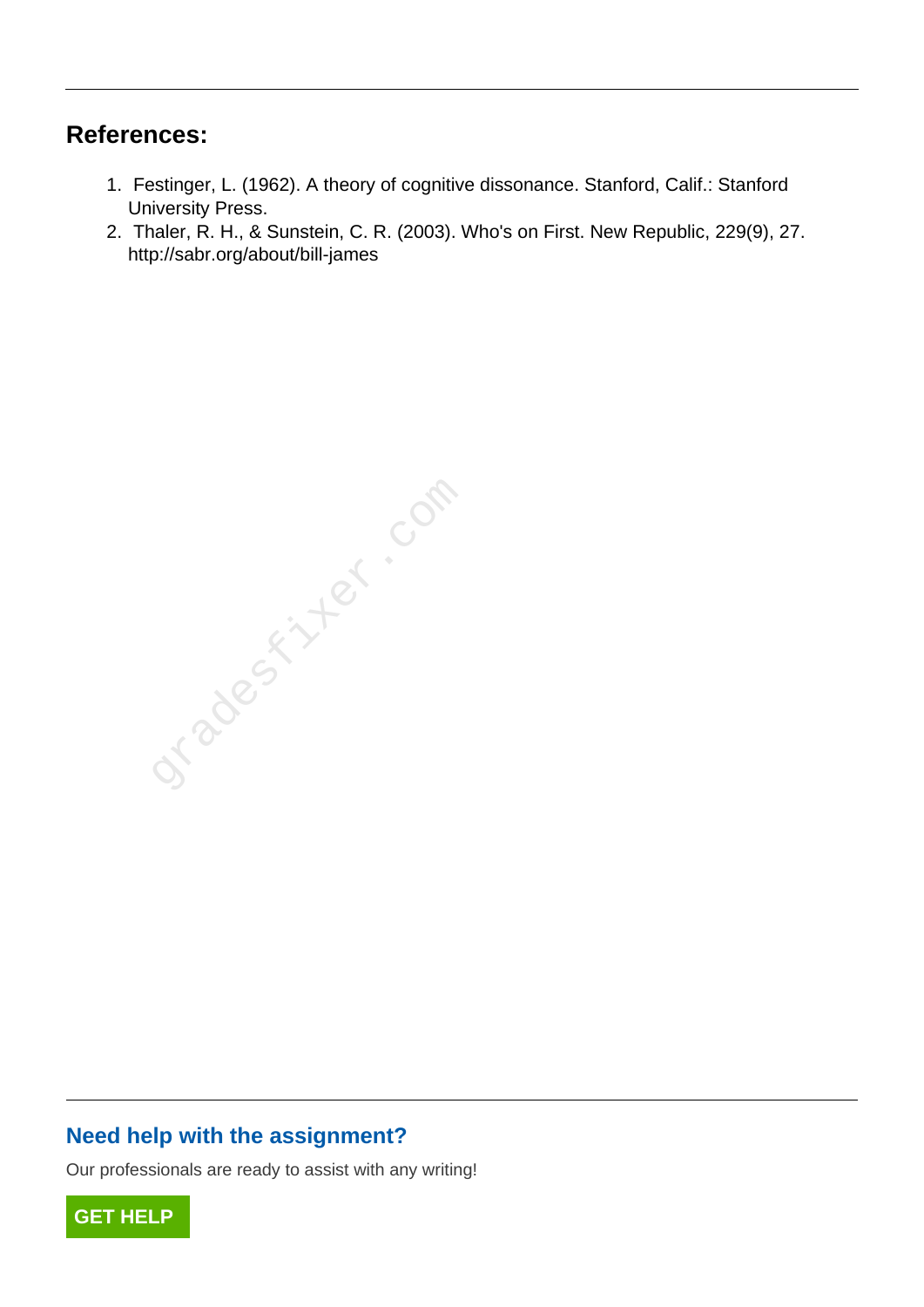## References:

1. Festinger, L. (1962). A theory of cognitive dissonance. Stanford, Calif.: Stanford University Press.
2. Thaler, R. H., & Sunstein, C. R. (2003). Who's on First. New Republic, 229(9), 27. http://sabr.org/about/bill-james